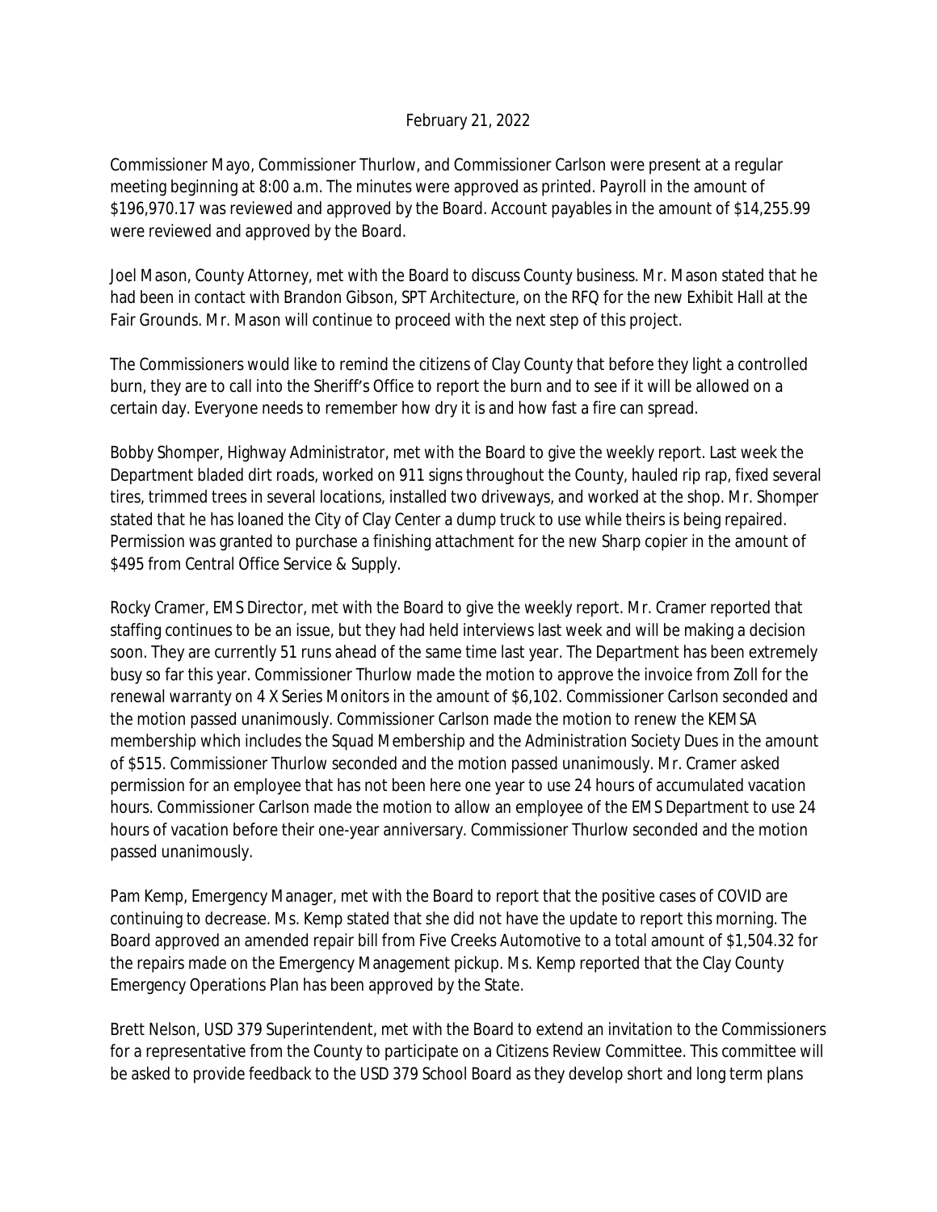February 21, 2022

Commissioner Mayo, Commissioner Thurlow, and Commissioner Carlson were present at a regular meeting beginning at 8:00 a.m. The minutes were approved as printed. Payroll in the amount of $196,970.17 was reviewed and approved by the Board. Account payables in the amount of $14,255.99 were reviewed and approved by the Board.

Joel Mason, County Attorney, met with the Board to discuss County business. Mr. Mason stated that he had been in contact with Brandon Gibson, SPT Architecture, on the RFQ for the new Exhibit Hall at the Fair Grounds. Mr. Mason will continue to proceed with the next step of this project.

The Commissioners would like to remind the citizens of Clay County that before they light a controlled burn, they are to call into the Sheriff's Office to report the burn and to see if it will be allowed on a certain day. Everyone needs to remember how dry it is and how fast a fire can spread.

Bobby Shomper, Highway Administrator, met with the Board to give the weekly report. Last week the Department bladed dirt roads, worked on 911 signs throughout the County, hauled rip rap, fixed several tires, trimmed trees in several locations, installed two driveways, and worked at the shop. Mr. Shomper stated that he has loaned the City of Clay Center a dump truck to use while theirs is being repaired. Permission was granted to purchase a finishing attachment for the new Sharp copier in the amount of $495 from Central Office Service & Supply.

Rocky Cramer, EMS Director, met with the Board to give the weekly report. Mr. Cramer reported that staffing continues to be an issue, but they had held interviews last week and will be making a decision soon. They are currently 51 runs ahead of the same time last year. The Department has been extremely busy so far this year. Commissioner Thurlow made the motion to approve the invoice from Zoll for the renewal warranty on 4 X Series Monitors in the amount of $6,102. Commissioner Carlson seconded and the motion passed unanimously. Commissioner Carlson made the motion to renew the KEMSA membership which includes the Squad Membership and the Administration Society Dues in the amount of $515. Commissioner Thurlow seconded and the motion passed unanimously. Mr. Cramer asked permission for an employee that has not been here one year to use 24 hours of accumulated vacation hours. Commissioner Carlson made the motion to allow an employee of the EMS Department to use 24 hours of vacation before their one-year anniversary. Commissioner Thurlow seconded and the motion passed unanimously.

Pam Kemp, Emergency Manager, met with the Board to report that the positive cases of COVID are continuing to decrease. Ms. Kemp stated that she did not have the update to report this morning. The Board approved an amended repair bill from Five Creeks Automotive to a total amount of $1,504.32 for the repairs made on the Emergency Management pickup. Ms. Kemp reported that the Clay County Emergency Operations Plan has been approved by the State.

Brett Nelson, USD 379 Superintendent, met with the Board to extend an invitation to the Commissioners for a representative from the County to participate on a Citizens Review Committee. This committee will be asked to provide feedback to the USD 379 School Board as they develop short and long term plans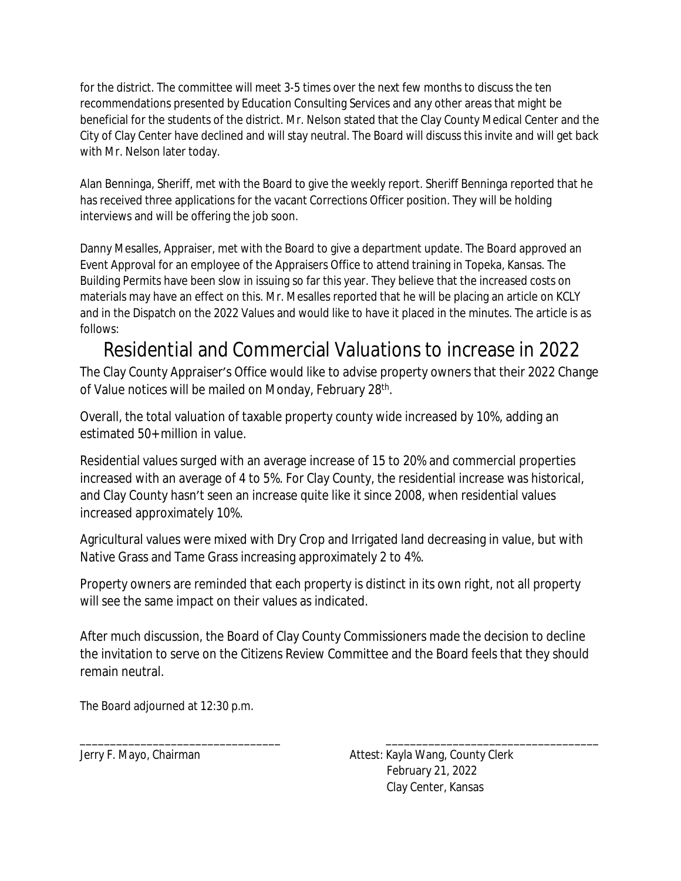for the district. The committee will meet 3-5 times over the next few months to discuss the ten recommendations presented by Education Consulting Services and any other areas that might be beneficial for the students of the district. Mr. Nelson stated that the Clay County Medical Center and the City of Clay Center have declined and will stay neutral. The Board will discuss this invite and will get back with Mr. Nelson later today.

Alan Benninga, Sheriff, met with the Board to give the weekly report. Sheriff Benninga reported that he has received three applications for the vacant Corrections Officer position. They will be holding interviews and will be offering the job soon.

Danny Mesalles, Appraiser, met with the Board to give a department update. The Board approved an Event Approval for an employee of the Appraisers Office to attend training in Topeka, Kansas. The Building Permits have been slow in issuing so far this year. They believe that the increased costs on materials may have an effect on this. Mr. Mesalles reported that he will be placing an article on KCLY and in the Dispatch on the 2022 Values and would like to have it placed in the minutes. The article is as follows:

## Residential and Commercial Valuations to increase in 2022

The Clay County Appraiser's Office would like to advise property owners that their 2022 Change of Value notices will be mailed on Monday, February 28th.

Overall, the total valuation of taxable property county wide increased by 10%, adding an estimated 50+ million in value.

Residential values surged with an average increase of 15 to 20% and commercial properties increased with an average of 4 to 5%. For Clay County, the residential increase was historical, and Clay County hasn't seen an increase quite like it since 2008, when residential values increased approximately 10%.

Agricultural values were mixed with Dry Crop and Irrigated land decreasing in value, but with Native Grass and Tame Grass increasing approximately 2 to 4%.

Property owners are reminded that each property is distinct in its own right, not all property will see the same impact on their values as indicated.

After much discussion, the Board of Clay County Commissioners made the decision to decline the invitation to serve on the Citizens Review Committee and the Board feels that they should remain neutral.

The Board adjourned at 12:30 p.m.

_________________________________ Jerry F. Mayo, Chairman

_________________________________ Attest: Kayla Wang, County Clerk
February 21, 2022
Clay Center, Kansas